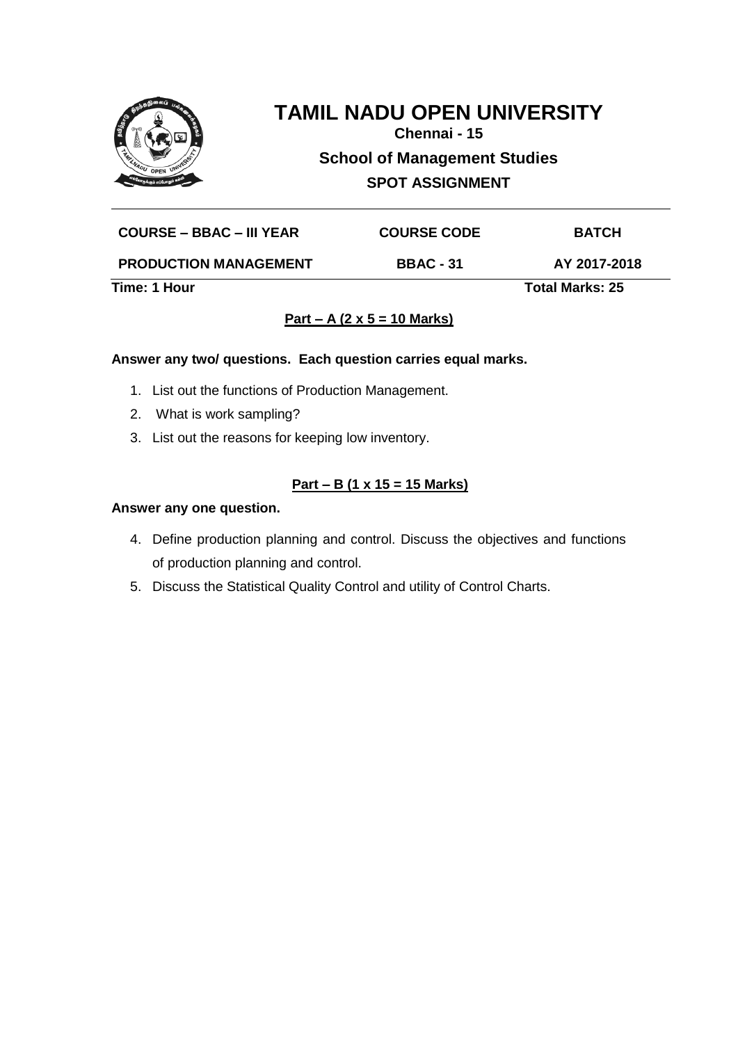# TAMIL NADU OPEN UNIVERSITY

**Chennai - 15**

**School of Management Studies**

**SPOT ASSIGNMENT**

| COURSE – BBAC – III YEAR | COURSE CODE | BATCH |
|---|---|---|
| PRODUCTION MANAGEMENT | BBAC - 31 | AY 2017-2018 |

**Time: 1 Hour** **Total Marks: 25**

**Part – A (2 x 5 = 10 Marks)**

**Answer any two/ questions. Each question carries equal marks.**

1. List out the functions of Production Management.
2. What is work sampling?
3. List out the reasons for keeping low inventory.

**Part – B (1 x 15 = 15 Marks)**

**Answer any one question.**

4. Define production planning and control. Discuss the objectives and functions of production planning and control.
5. Discuss the Statistical Quality Control and utility of Control Charts.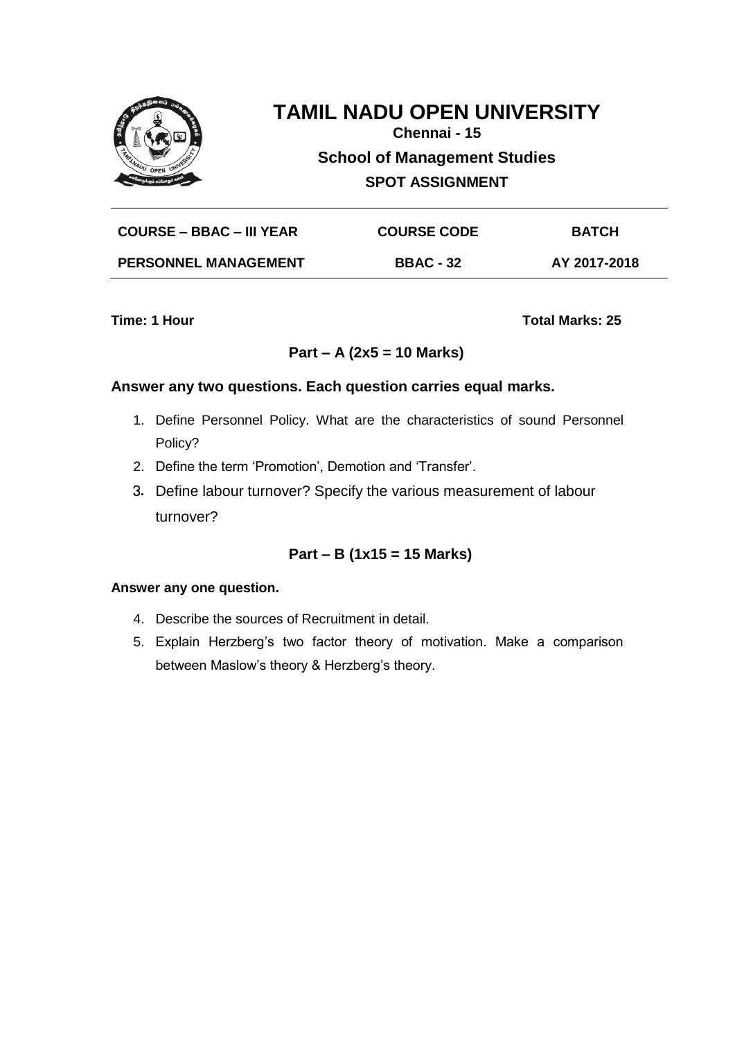# TAMIL NADU OPEN UNIVERSITY

**Chennai - 15**

**School of Management Studies**

**SPOT ASSIGNMENT**

| COURSE – BBAC – III YEAR | COURSE CODE | BATCH |
|---|---|---|
| PERSONNEL MANAGEMENT | BBAC - 32 | AY 2017-2018 |

**Time: 1 Hour** **Total Marks: 25**

## Part – A (2x5 = 10 Marks)

**Answer any two questions. Each question carries equal marks.**

1. Define Personnel Policy. What are the characteristics of sound Personnel Policy?
2. Define the term 'Promotion', Demotion and 'Transfer'.
3. Define labour turnover? Specify the various measurement of labour turnover?

## Part – B (1x15 = 15 Marks)

**Answer any one question.**

4. Describe the sources of Recruitment in detail.
5. Explain Herzberg's two factor theory of motivation. Make a comparison between Maslow's theory & Herzberg's theory.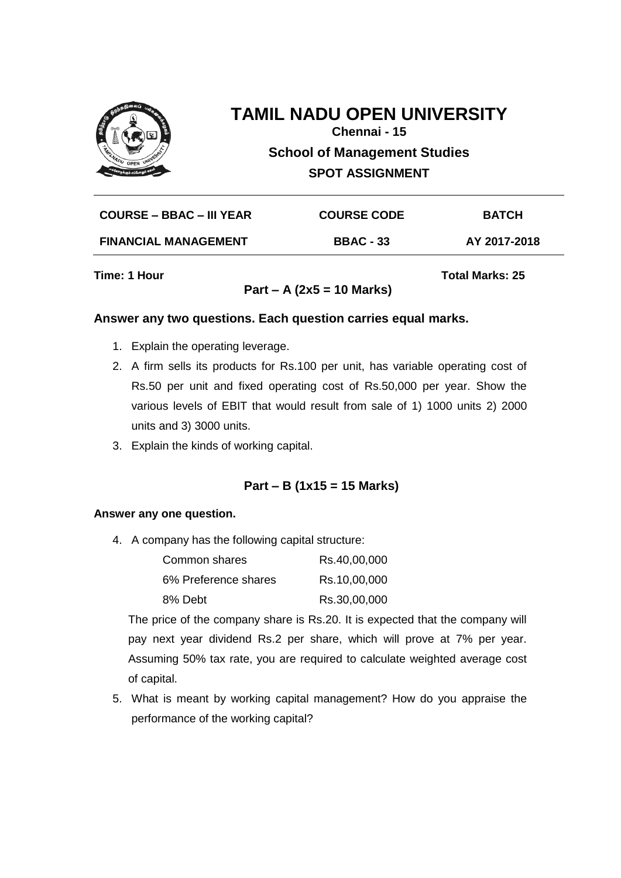# TAMIL NADU OPEN UNIVERSITY

**Chennai - 15**

**School of Management Studies**

**SPOT ASSIGNMENT**

| COURSE – BBAC – III YEAR | COURSE CODE | BATCH |
|---|---|---|
| FINANCIAL MANAGEMENT | BBAC - 33 | AY 2017-2018 |

**Time: 1 Hour** **Total Marks: 25**

## Part – A (2x5 = 10 Marks)

**Answer any two questions. Each question carries equal marks.**

1. Explain the operating leverage.
2. A firm sells its products for Rs.100 per unit, has variable operating cost of Rs.50 per unit and fixed operating cost of Rs.50,000 per year. Show the various levels of EBIT that would result from sale of 1) 1000 units 2) 2000 units and 3) 3000 units.
3. Explain the kinds of working capital.

## Part – B (1x15 = 15 Marks)

**Answer any one question.**

4. A company has the following capital structure:

   | | |
   |---|---|
   | Common shares | Rs.40,00,000 |
   | 6% Preference shares | Rs.10,00,000 |
   | 8% Debt | Rs.30,00,000 |

   The price of the company share is Rs.20. It is expected that the company will pay next year dividend Rs.2 per share, which will prove at 7% per year. Assuming 50% tax rate, you are required to calculate weighted average cost of capital.

5. What is meant by working capital management? How do you appraise the performance of the working capital?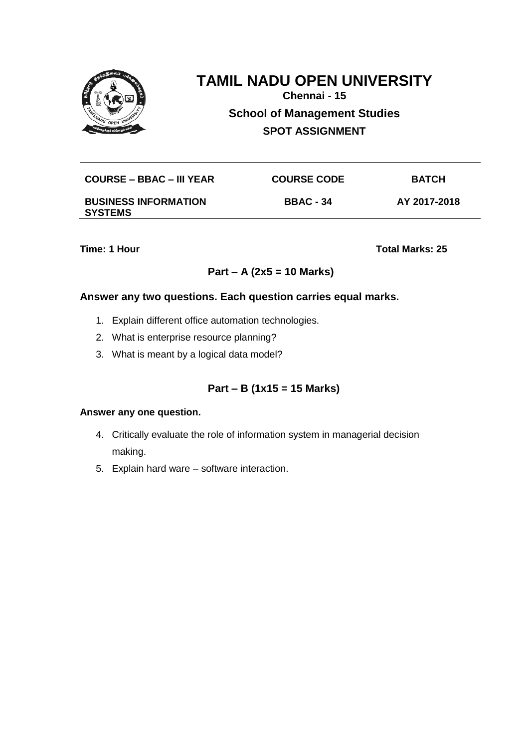# TAMIL NADU OPEN UNIVERSITY

**Chennai - 15**

**School of Management Studies**

**SPOT ASSIGNMENT**

| COURSE – BBAC – III YEAR | COURSE CODE | BATCH |
|---|---|---|
| BUSINESS INFORMATION SYSTEMS | BBAC - 34 | AY 2017-2018 |

**Time: 1 Hour** **Total Marks: 25**

## Part – A (2x5 = 10 Marks)

**Answer any two questions. Each question carries equal marks.**

1. Explain different office automation technologies.
2. What is enterprise resource planning?
3. What is meant by a logical data model?

## Part – B (1x15 = 15 Marks)

**Answer any one question.**

4. Critically evaluate the role of information system in managerial decision making.
5. Explain hard ware – software interaction.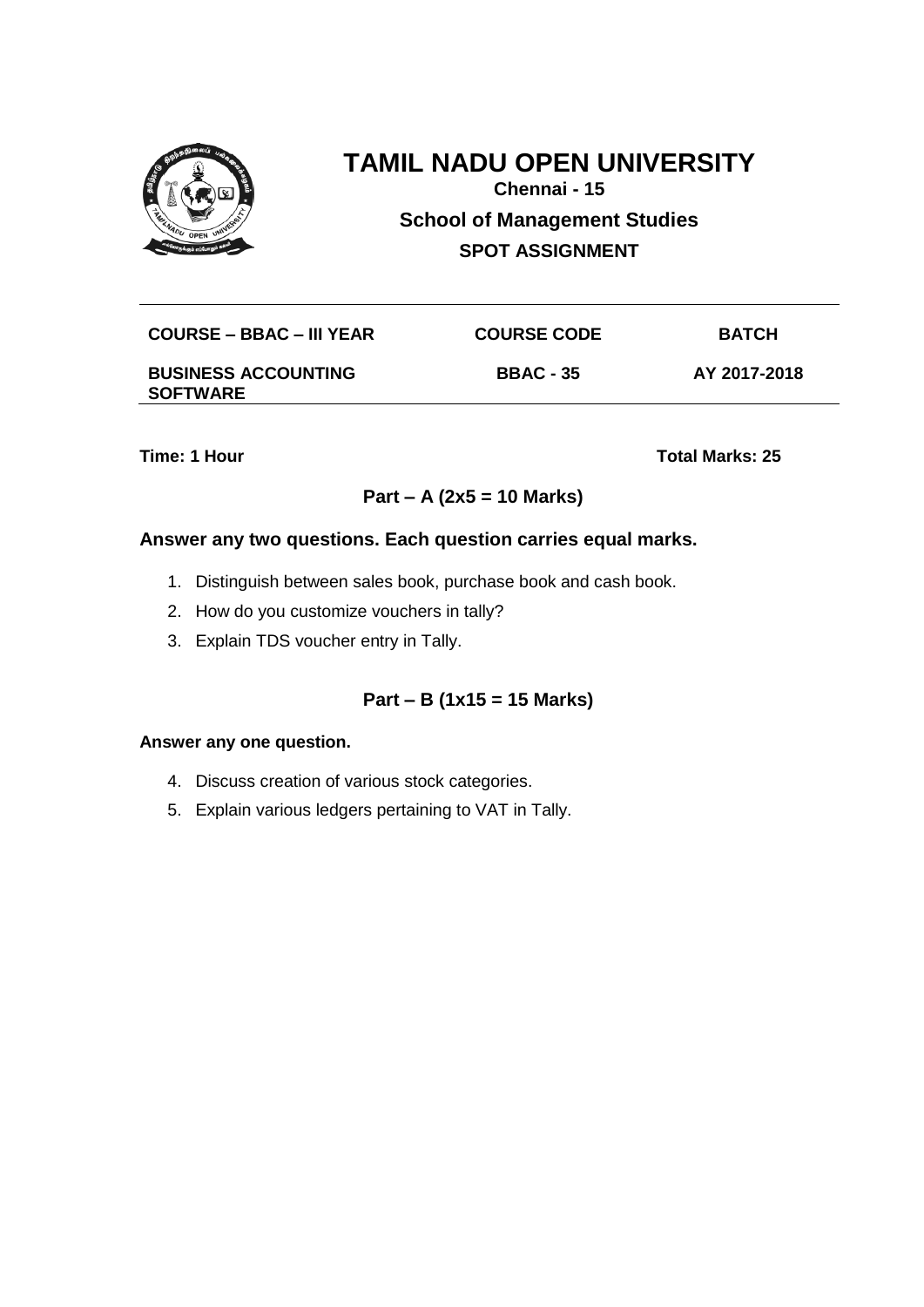# TAMIL NADU OPEN UNIVERSITY

**Chennai - 15**

**School of Management Studies**

**SPOT ASSIGNMENT**

| | | |
|---|---|---|
| **COURSE – BBAC – III YEAR** | **COURSE CODE** | **BATCH** |
| **BUSINESS ACCOUNTING SOFTWARE** | **BBAC - 35** | **AY 2017-2018** |

**Time: 1 Hour** **Total Marks: 25**

## Part – A (2x5 = 10 Marks)

**Answer any two questions. Each question carries equal marks.**

1. Distinguish between sales book, purchase book and cash book.
2. How do you customize vouchers in tally?
3. Explain TDS voucher entry in Tally.

## Part – B (1x15 = 15 Marks)

**Answer any one question.**

4. Discuss creation of various stock categories.
5. Explain various ledgers pertaining to VAT in Tally.